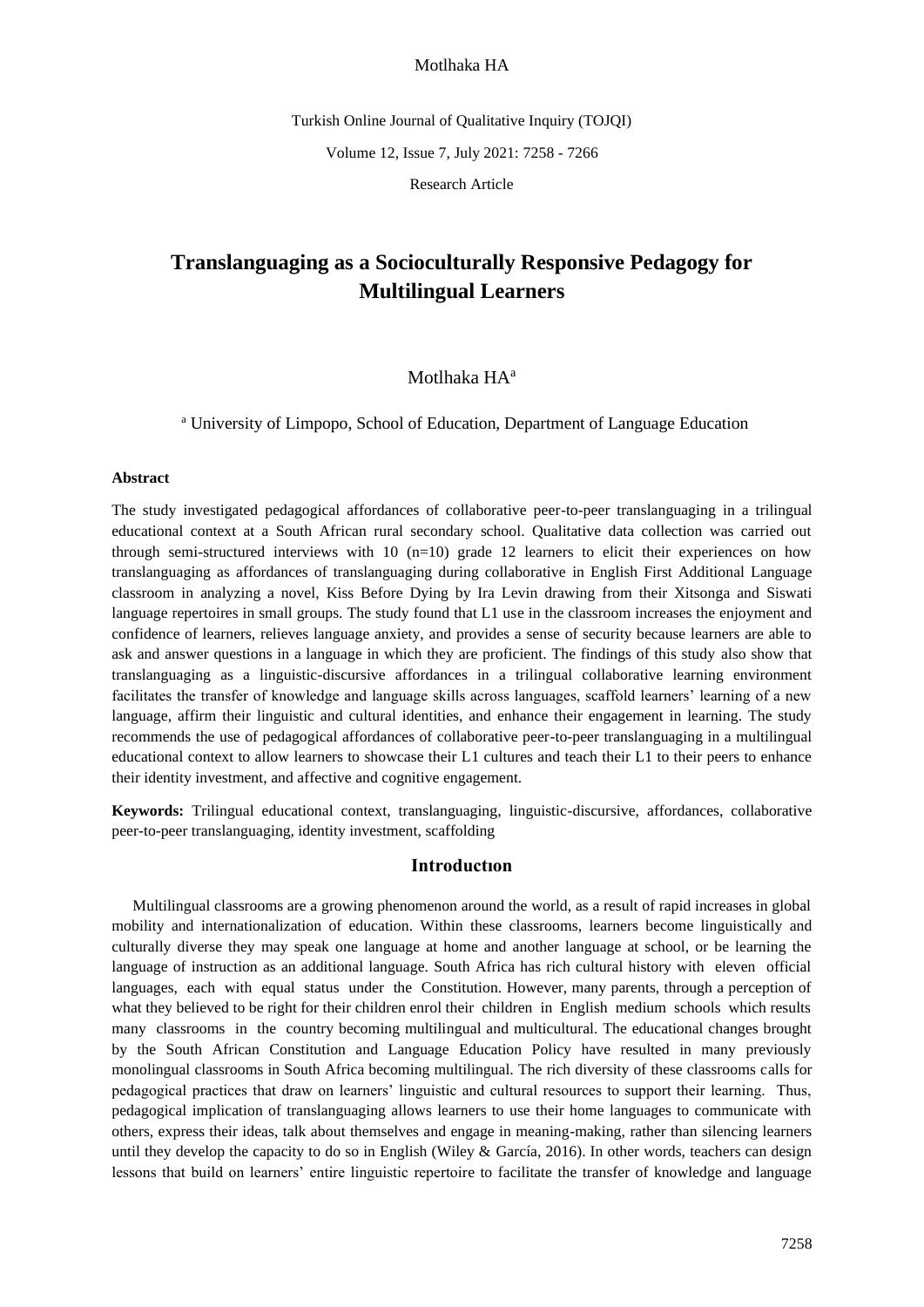Turkish Online Journal of Qualitative Inquiry (TOJQI)

Volume 12, Issue 7, July 2021: 7258 - 7266

Research Article

# Translanguaging as a Socioculturally Responsive Pedagogy for Multilingual Learners

Motlhaka HA[a]

[a] University of Limpopo, School of Education, Department of Language Education

**Abstract**

The study investigated pedagogical affordances of collaborative peer-to-peer translanguaging in a trilingual educational context at a South African rural secondary school. Qualitative data collection was carried out through semi-structured interviews with 10 (n=10) grade 12 learners to elicit their experiences on how translanguaging as affordances of translanguaging during collaborative in English First Additional Language classroom in analyzing a novel, Kiss Before Dying by Ira Levin drawing from their Xitsonga and Siswati language repertoires in small groups. The study found that L1 use in the classroom increases the enjoyment and confidence of learners, relieves language anxiety, and provides a sense of security because learners are able to ask and answer questions in a language in which they are proficient. The findings of this study also show that translanguaging as a linguistic-discursive affordances in a trilingual collaborative learning environment facilitates the transfer of knowledge and language skills across languages, scaffold learners' learning of a new language, affirm their linguistic and cultural identities, and enhance their engagement in learning. The study recommends the use of pedagogical affordances of collaborative peer-to-peer translanguaging in a multilingual educational context to allow learners to showcase their L1 cultures and teach their L1 to their peers to enhance their identity investment, and affective and cognitive engagement.

**Keywords:** Trilingual educational context, translanguaging, linguistic-discursive, affordances, collaborative peer-to-peer translanguaging, identity investment, scaffolding

## Introductıon

Multilingual classrooms are a growing phenomenon around the world, as a result of rapid increases in global mobility and internationalization of education. Within these classrooms, learners become linguistically and culturally diverse they may speak one language at home and another language at school, or be learning the language of instruction as an additional language. South Africa has rich cultural history with eleven official languages, each with equal status under the Constitution. However, many parents, through a perception of what they believed to be right for their children enrol their children in English medium schools which results many classrooms in the country becoming multilingual and multicultural. The educational changes brought by the South African Constitution and Language Education Policy have resulted in many previously monolingual classrooms in South Africa becoming multilingual. The rich diversity of these classrooms calls for pedagogical practices that draw on learners' linguistic and cultural resources to support their learning. Thus, pedagogical implication of translanguaging allows learners to use their home languages to communicate with others, express their ideas, talk about themselves and engage in meaning-making, rather than silencing learners until they develop the capacity to do so in English (Wiley & García, 2016). In other words, teachers can design lessons that build on learners' entire linguistic repertoire to facilitate the transfer of knowledge and language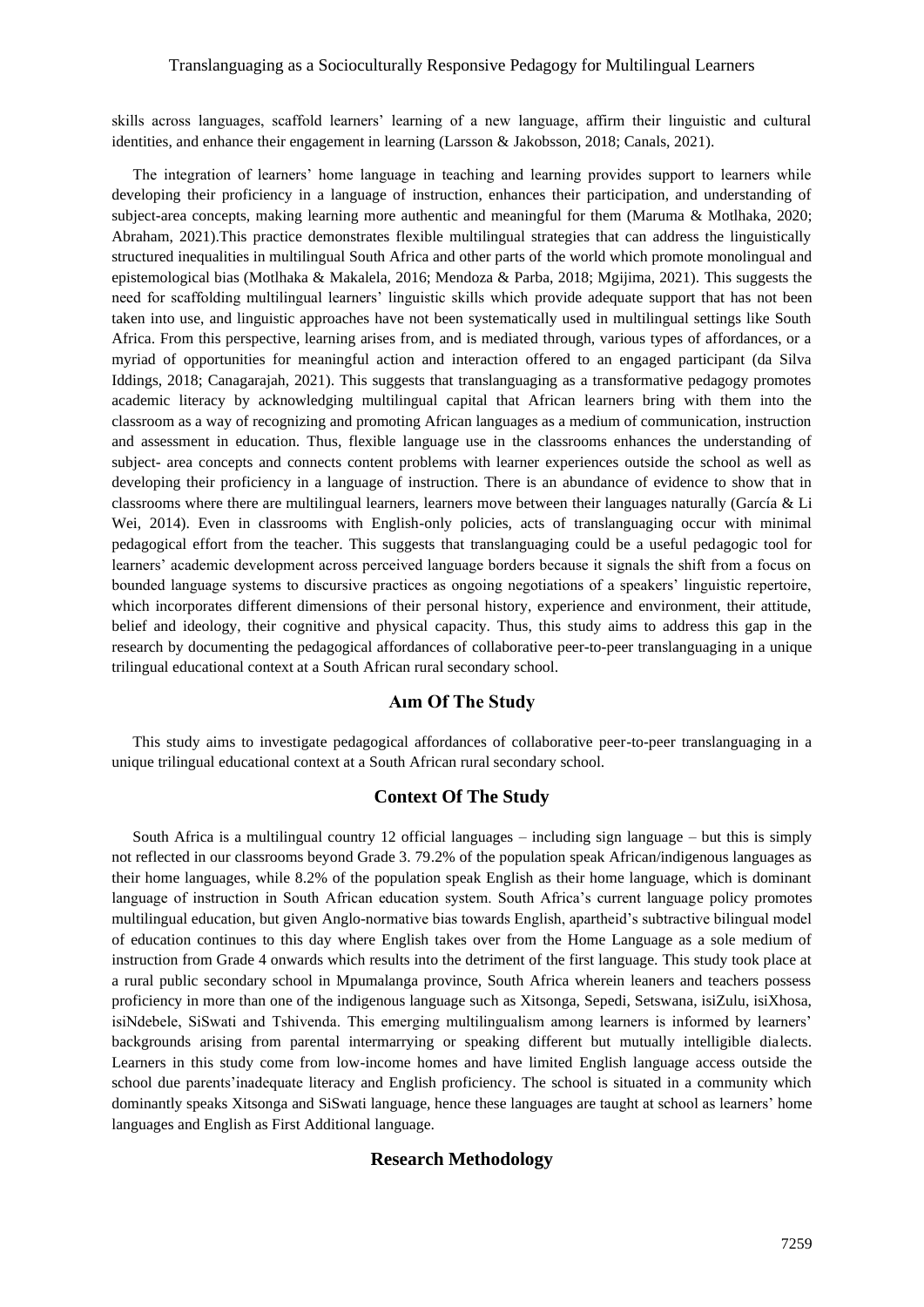skills across languages, scaffold learners' learning of a new language, affirm their linguistic and cultural identities, and enhance their engagement in learning (Larsson & Jakobsson, 2018; Canals, 2021).

The integration of learners' home language in teaching and learning provides support to learners while developing their proficiency in a language of instruction, enhances their participation, and understanding of subject-area concepts, making learning more authentic and meaningful for them (Maruma & Motlhaka, 2020; Abraham, 2021).This practice demonstrates flexible multilingual strategies that can address the linguistically structured inequalities in multilingual South Africa and other parts of the world which promote monolingual and epistemological bias (Motlhaka & Makalela, 2016; Mendoza & Parba, 2018; Mgijima, 2021). This suggests the need for scaffolding multilingual learners' linguistic skills which provide adequate support that has not been taken into use, and linguistic approaches have not been systematically used in multilingual settings like South Africa. From this perspective, learning arises from, and is mediated through, various types of affordances, or a myriad of opportunities for meaningful action and interaction offered to an engaged participant (da Silva Iddings, 2018; Canagarajah, 2021). This suggests that translanguaging as a transformative pedagogy promotes academic literacy by acknowledging multilingual capital that African learners bring with them into the classroom as a way of recognizing and promoting African languages as a medium of communication, instruction and assessment in education. Thus, flexible language use in the classrooms enhances the understanding of subject- area concepts and connects content problems with learner experiences outside the school as well as developing their proficiency in a language of instruction. There is an abundance of evidence to show that in classrooms where there are multilingual learners, learners move between their languages naturally (García & Li Wei, 2014). Even in classrooms with English-only policies, acts of translanguaging occur with minimal pedagogical effort from the teacher. This suggests that translanguaging could be a useful pedagogic tool for learners' academic development across perceived language borders because it signals the shift from a focus on bounded language systems to discursive practices as ongoing negotiations of a speakers' linguistic repertoire, which incorporates different dimensions of their personal history, experience and environment, their attitude, belief and ideology, their cognitive and physical capacity. Thus, this study aims to address this gap in the research by documenting the pedagogical affordances of collaborative peer-to-peer translanguaging in a unique trilingual educational context at a South African rural secondary school.

## Aım Of The Study

This study aims to investigate pedagogical affordances of collaborative peer-to-peer translanguaging in a unique trilingual educational context at a South African rural secondary school.

## Context Of The Study

South Africa is a multilingual country 12 official languages – including sign language – but this is simply not reflected in our classrooms beyond Grade 3. 79.2% of the population speak African/indigenous languages as their home languages, while 8.2% of the population speak English as their home language, which is dominant language of instruction in South African education system. South Africa's current language policy promotes multilingual education, but given Anglo-normative bias towards English, apartheid's subtractive bilingual model of education continues to this day where English takes over from the Home Language as a sole medium of instruction from Grade 4 onwards which results into the detriment of the first language. This study took place at a rural public secondary school in Mpumalanga province, South Africa wherein leaners and teachers possess proficiency in more than one of the indigenous language such as Xitsonga, Sepedi, Setswana, isiZulu, isiXhosa, isiNdebele, SiSwati and Tshivenda. This emerging multilingualism among learners is informed by learners' backgrounds arising from parental intermarrying or speaking different but mutually intelligible dialects. Learners in this study come from low-income homes and have limited English language access outside the school due parents'inadequate literacy and English proficiency. The school is situated in a community which dominantly speaks Xitsonga and SiSwati language, hence these languages are taught at school as learners' home languages and English as First Additional language.

## Research Methodology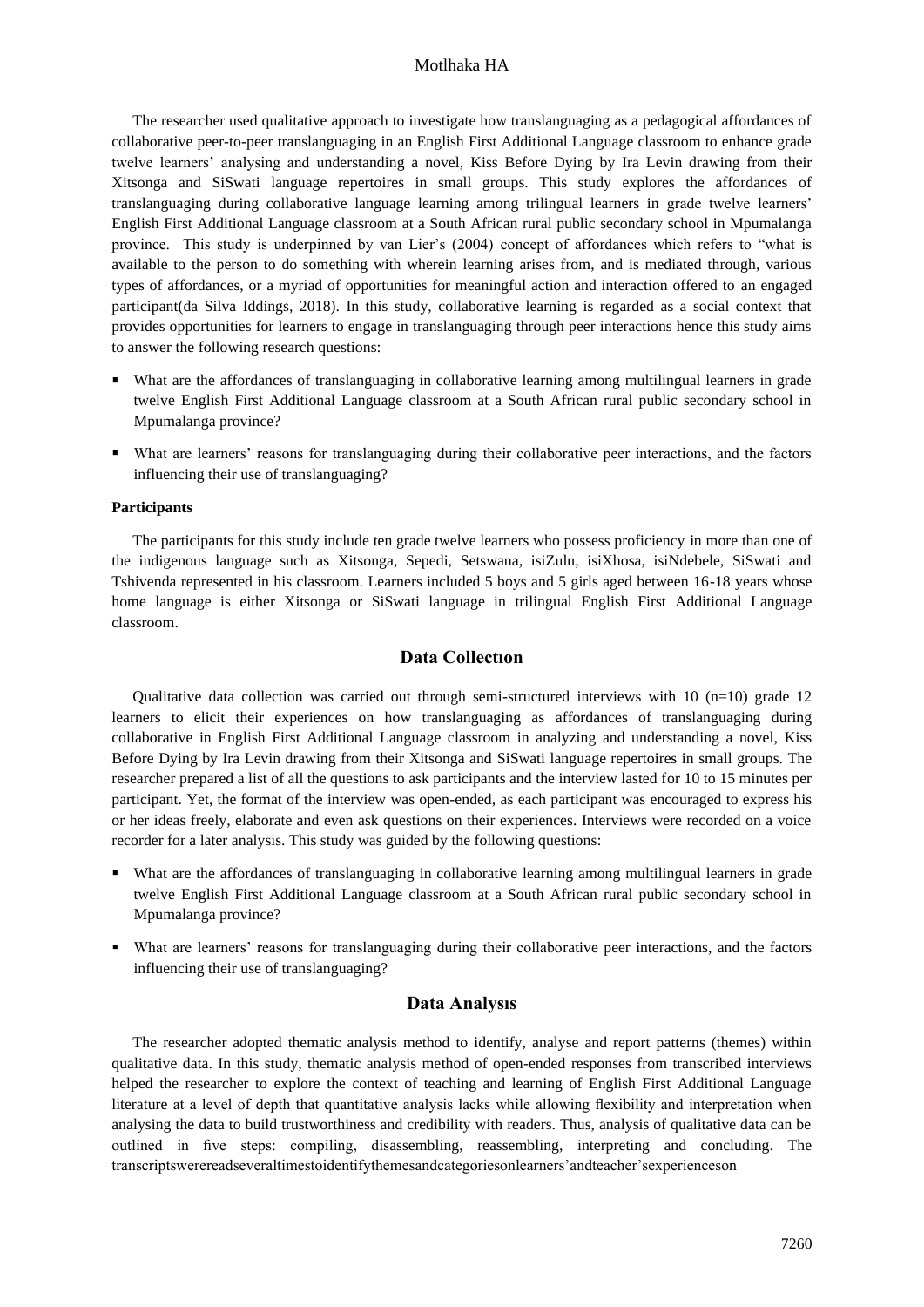The researcher used qualitative approach to investigate how translanguaging as a pedagogical affordances of collaborative peer-to-peer translanguaging in an English First Additional Language classroom to enhance grade twelve learners' analysing and understanding a novel, Kiss Before Dying by Ira Levin drawing from their Xitsonga and SiSwati language repertoires in small groups. This study explores the affordances of translanguaging during collaborative language learning among trilingual learners in grade twelve learners' English First Additional Language classroom at a South African rural public secondary school in Mpumalanga province. This study is underpinned by van Lier's (2004) concept of affordances which refers to "what is available to the person to do something with wherein learning arises from, and is mediated through, various types of affordances, or a myriad of opportunities for meaningful action and interaction offered to an engaged participant(da Silva Iddings, 2018). In this study, collaborative learning is regarded as a social context that provides opportunities for learners to engage in translanguaging through peer interactions hence this study aims to answer the following research questions:

- What are the affordances of translanguaging in collaborative learning among multilingual learners in grade twelve English First Additional Language classroom at a South African rural public secondary school in Mpumalanga province?
- What are learners' reasons for translanguaging during their collaborative peer interactions, and the factors influencing their use of translanguaging?

**Participants**

The participants for this study include ten grade twelve learners who possess proficiency in more than one of the indigenous language such as Xitsonga, Sepedi, Setswana, isiZulu, isiXhosa, isiNdebele, SiSwati and Tshivenda represented in his classroom. Learners included 5 boys and 5 girls aged between 16-18 years whose home language is either Xitsonga or SiSwati language in trilingual English First Additional Language classroom.

## Data Collectıon

Qualitative data collection was carried out through semi-structured interviews with 10 (n=10) grade 12 learners to elicit their experiences on how translanguaging as affordances of translanguaging during collaborative in English First Additional Language classroom in analyzing and understanding a novel, Kiss Before Dying by Ira Levin drawing from their Xitsonga and SiSwati language repertoires in small groups. The researcher prepared a list of all the questions to ask participants and the interview lasted for 10 to 15 minutes per participant. Yet, the format of the interview was open-ended, as each participant was encouraged to express his or her ideas freely, elaborate and even ask questions on their experiences. Interviews were recorded on a voice recorder for a later analysis. This study was guided by the following questions:

- What are the affordances of translanguaging in collaborative learning among multilingual learners in grade twelve English First Additional Language classroom at a South African rural public secondary school in Mpumalanga province?
- What are learners' reasons for translanguaging during their collaborative peer interactions, and the factors influencing their use of translanguaging?

## Data Analysıs

The researcher adopted thematic analysis method to identify, analyse and report patterns (themes) within qualitative data. In this study, thematic analysis method of open-ended responses from transcribed interviews helped the researcher to explore the context of teaching and learning of English First Additional Language literature at a level of depth that quantitative analysis lacks while allowing flexibility and interpretation when analysing the data to build trustworthiness and credibility with readers. Thus, analysis of qualitative data can be outlined in five steps: compiling, disassembling, reassembling, interpreting and concluding. The transcriptswerereadseveraltimestoidentifythemesandcategoriesonlearners'andteacher'sexperienceson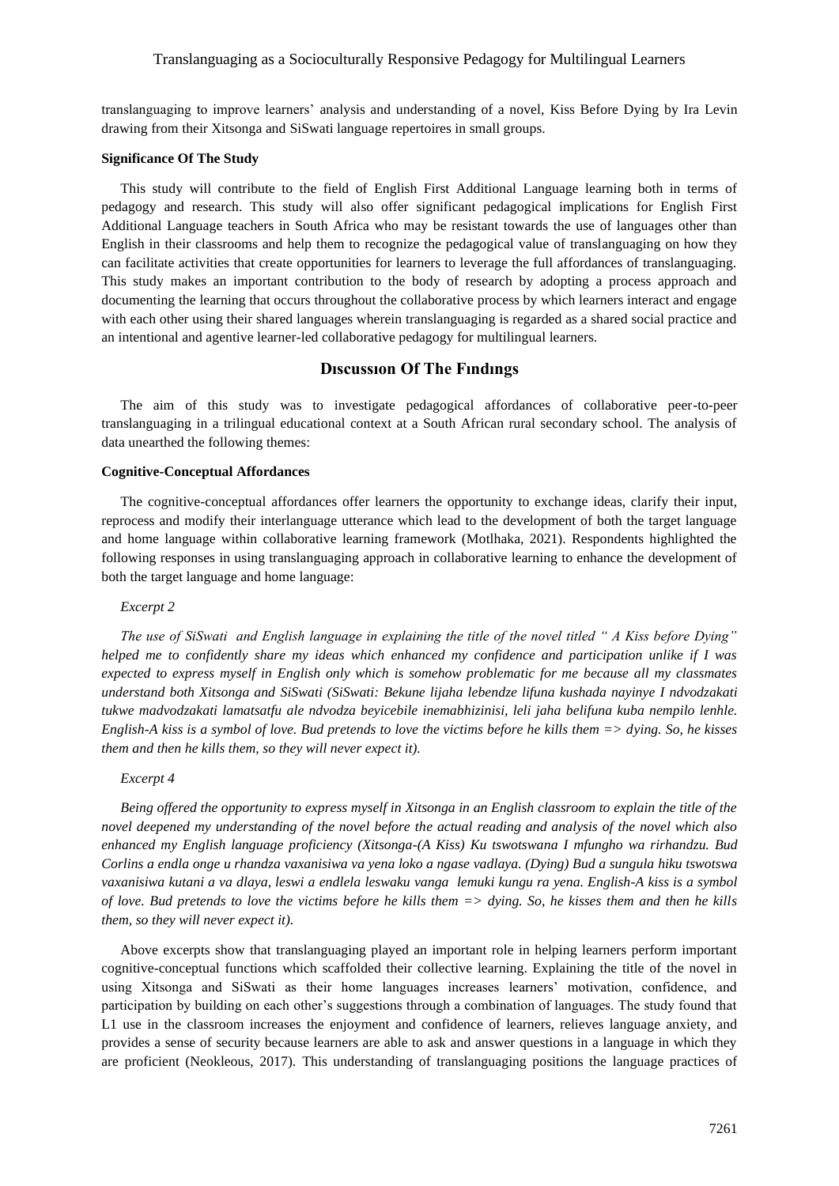translanguaging to improve learners' analysis and understanding of a novel, Kiss Before Dying by Ira Levin drawing from their Xitsonga and SiSwati language repertoires in small groups.

**Significance Of The Study**

This study will contribute to the field of English First Additional Language learning both in terms of pedagogy and research. This study will also offer significant pedagogical implications for English First Additional Language teachers in South Africa who may be resistant towards the use of languages other than English in their classrooms and help them to recognize the pedagogical value of translanguaging on how they can facilitate activities that create opportunities for learners to leverage the full affordances of translanguaging. This study makes an important contribution to the body of research by adopting a process approach and documenting the learning that occurs throughout the collaborative process by which learners interact and engage with each other using their shared languages wherein translanguaging is regarded as a shared social practice and an intentional and agentive learner-led collaborative pedagogy for multilingual learners.

## Dıscussıon Of The Fındıngs

The aim of this study was to investigate pedagogical affordances of collaborative peer-to-peer translanguaging in a trilingual educational context at a South African rural secondary school. The analysis of data unearthed the following themes:

**Cognitive-Conceptual Affordances**

The cognitive-conceptual affordances offer learners the opportunity to exchange ideas, clarify their input, reprocess and modify their interlanguage utterance which lead to the development of both the target language and home language within collaborative learning framework (Motlhaka, 2021). Respondents highlighted the following responses in using translanguaging approach in collaborative learning to enhance the development of both the target language and home language:

*Excerpt 2*

*The use of SiSwati and English language in explaining the title of the novel titled " A Kiss before Dying" helped me to confidently share my ideas which enhanced my confidence and participation unlike if I was expected to express myself in English only which is somehow problematic for me because all my classmates understand both Xitsonga and SiSwati (SiSwati: Bekune lijaha lebendze lifuna kushada nayinye I ndvodzakati tukwe madvodzakati lamatsatfu ale ndvodza beyicebile inemabhizinisi, leli jaha belifuna kuba nempilo lenhle. English-A kiss is a symbol of love. Bud pretends to love the victims before he kills them => dying. So, he kisses them and then he kills them, so they will never expect it).*

*Excerpt 4*

*Being offered the opportunity to express myself in Xitsonga in an English classroom to explain the title of the novel deepened my understanding of the novel before the actual reading and analysis of the novel which also enhanced my English language proficiency (Xitsonga-(A Kiss) Ku tswotswana I mfungho wa rirhandzu. Bud Corlins a endla onge u rhandza vaxanisiwa va yena loko a ngase vadlaya. (Dying) Bud a sungula hiku tswotswa vaxanisiwa kutani a va dlaya, leswi a endlela leswaku vanga lemuki kungu ra yena. English-A kiss is a symbol of love. Bud pretends to love the victims before he kills them => dying. So, he kisses them and then he kills them, so they will never expect it).*

Above excerpts show that translanguaging played an important role in helping learners perform important cognitive-conceptual functions which scaffolded their collective learning. Explaining the title of the novel in using Xitsonga and SiSwati as their home languages increases learners' motivation, confidence, and participation by building on each other's suggestions through a combination of languages. The study found that L1 use in the classroom increases the enjoyment and confidence of learners, relieves language anxiety, and provides a sense of security because learners are able to ask and answer questions in a language in which they are proficient (Neokleous, 2017). This understanding of translanguaging positions the language practices of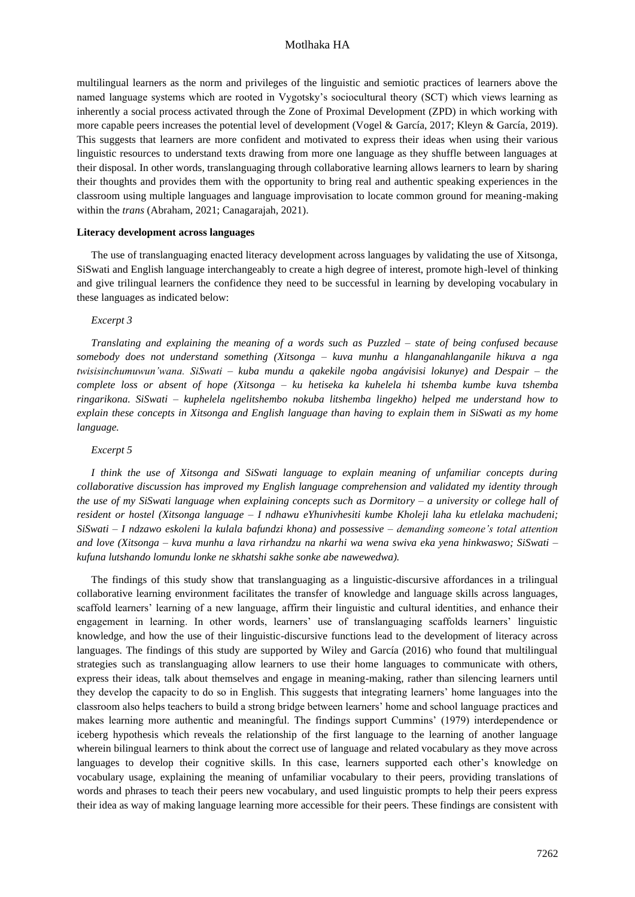multilingual learners as the norm and privileges of the linguistic and semiotic practices of learners above the named language systems which are rooted in Vygotsky's sociocultural theory (SCT) which views learning as inherently a social process activated through the Zone of Proximal Development (ZPD) in which working with more capable peers increases the potential level of development (Vogel & García, 2017; Kleyn & García, 2019). This suggests that learners are more confident and motivated to express their ideas when using their various linguistic resources to understand texts drawing from more one language as they shuffle between languages at their disposal. In other words, translanguaging through collaborative learning allows learners to learn by sharing their thoughts and provides them with the opportunity to bring real and authentic speaking experiences in the classroom using multiple languages and language improvisation to locate common ground for meaning-making within the *trans* (Abraham, 2021; Canagarajah, 2021).

**Literacy development across languages**

The use of translanguaging enacted literacy development across languages by validating the use of Xitsonga, SiSwati and English language interchangeably to create a high degree of interest, promote high-level of thinking and give trilingual learners the confidence they need to be successful in learning by developing vocabulary in these languages as indicated below:

*Excerpt 3*

*Translating and explaining the meaning of a words such as Puzzled – state of being confused because somebody does not understand something (Xitsonga – kuva munhu a hlanganahlanganile hikuva a nga twisisinchumuwun'wana. SiSwati – kuba mundu a qakekile ngoba angávisisi lokunye) and Despair – the complete loss or absent of hope (Xitsonga – ku hetiseka ka kuhelela hi tshemba kumbe kuva tshemba ringarikona. SiSwati – kuphelela ngelitshembo nokuba litshemba lingekho) helped me understand how to explain these concepts in Xitsonga and English language than having to explain them in SiSwati as my home language.*

*Excerpt 5*

*I think the use of Xitsonga and SiSwati language to explain meaning of unfamiliar concepts during collaborative discussion has improved my English language comprehension and validated my identity through the use of my SiSwati language when explaining concepts such as Dormitory – a university or college hall of resident or hostel (Xitsonga language – I ndhawu eYhunivhesiti kumbe Kholeji laha ku etlelaka machudeni; SiSwati – I ndzawo eskoleni la kulala bafundzi khona) and possessive – demanding someone's total attention and love (Xitsonga – kuva munhu a lava rirhandzu na nkarhi wa wena swiva eka yena hinkwaswo; SiSwati – kufuna lutshando lomundu lonke ne skhatshi sakhe sonke abe nawewedwa).*

The findings of this study show that translanguaging as a linguistic-discursive affordances in a trilingual collaborative learning environment facilitates the transfer of knowledge and language skills across languages, scaffold learners' learning of a new language, affirm their linguistic and cultural identities, and enhance their engagement in learning. In other words, learners' use of translanguaging scaffolds learners' linguistic knowledge, and how the use of their linguistic-discursive functions lead to the development of literacy across languages. The findings of this study are supported by Wiley and García (2016) who found that multilingual strategies such as translanguaging allow learners to use their home languages to communicate with others, express their ideas, talk about themselves and engage in meaning-making, rather than silencing learners until they develop the capacity to do so in English. This suggests that integrating learners' home languages into the classroom also helps teachers to build a strong bridge between learners' home and school language practices and makes learning more authentic and meaningful. The findings support Cummins' (1979) interdependence or iceberg hypothesis which reveals the relationship of the first language to the learning of another language wherein bilingual learners to think about the correct use of language and related vocabulary as they move across languages to develop their cognitive skills. In this case, learners supported each other's knowledge on vocabulary usage, explaining the meaning of unfamiliar vocabulary to their peers, providing translations of words and phrases to teach their peers new vocabulary, and used linguistic prompts to help their peers express their idea as way of making language learning more accessible for their peers. These findings are consistent with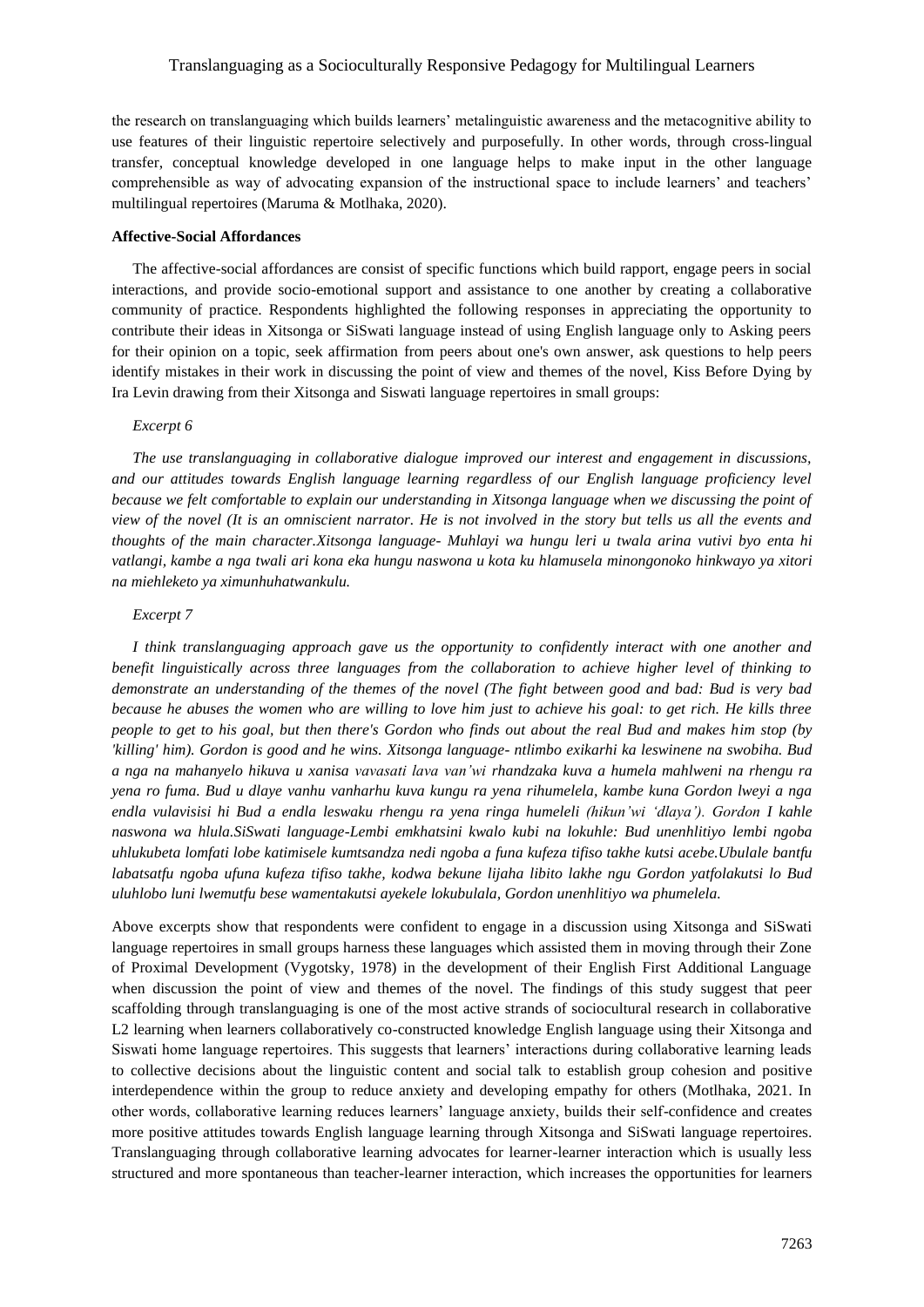the research on translanguaging which builds learners' metalinguistic awareness and the metacognitive ability to use features of their linguistic repertoire selectively and purposefully. In other words, through cross-lingual transfer, conceptual knowledge developed in one language helps to make input in the other language comprehensible as way of advocating expansion of the instructional space to include learners' and teachers' multilingual repertoires (Maruma & Motlhaka, 2020).

**Affective-Social Affordances**

The affective-social affordances are consist of specific functions which build rapport, engage peers in social interactions, and provide socio-emotional support and assistance to one another by creating a collaborative community of practice. Respondents highlighted the following responses in appreciating the opportunity to contribute their ideas in Xitsonga or SiSwati language instead of using English language only to Asking peers for their opinion on a topic, seek affirmation from peers about one's own answer, ask questions to help peers identify mistakes in their work in discussing the point of view and themes of the novel, Kiss Before Dying by Ira Levin drawing from their Xitsonga and Siswati language repertoires in small groups:

*Excerpt 6*

*The use translanguaging in collaborative dialogue improved our interest and engagement in discussions, and our attitudes towards English language learning regardless of our English language proficiency level because we felt comfortable to explain our understanding in Xitsonga language when we discussing the point of view of the novel (It is an omniscient narrator. He is not involved in the story but tells us all the events and thoughts of the main character.Xitsonga language- Muhlayi wa hungu leri u twala arina vutivi byo enta hi vatlangi, kambe a nga twali ari kona eka hungu naswona u kota ku hlamusela minongonoko hinkwayo ya xitori na miehleketo ya ximunhuhatwankulu.*

*Excerpt 7*

*I think translanguaging approach gave us the opportunity to confidently interact with one another and benefit linguistically across three languages from the collaboration to achieve higher level of thinking to demonstrate an understanding of the themes of the novel (The fight between good and bad: Bud is very bad because he abuses the women who are willing to love him just to achieve his goal: to get rich. He kills three people to get to his goal, but then there's Gordon who finds out about the real Bud and makes him stop (by 'killing' him). Gordon is good and he wins. Xitsonga language- ntlimbo exikarhi ka leswinene na swobiha. Bud a nga na mahanyelo hikuva u xanisa vavasati lava van'wi rhandzaka kuva a humela mahlweni na rhengu ra yena ro fuma. Bud u dlaye vanhu vanharhu kuva kungu ra yena rihumelela, kambe kuna Gordon lweyi a nga endla vulavisisi hi Bud a endla leswaku rhengu ra yena ringa humeleli (hikun'wi 'dlaya'). Gordon I kahle naswona wa hlula.SiSwati language-Lembi emkhatsini kwalo kubi na lokuhle: Bud unenhlitiyo lembi ngoba uhlukubeta lomfati lobe katimisele kumtsandza nedi ngoba a funa kufeza tifiso takhe kutsi acebe.Ubulale bantfu labatsatfu ngoba ufuna kufeza tifiso takhe, kodwa bekune lijaha libito lakhe ngu Gordon yatfolakutsi lo Bud uluhlobo luni lwemutfu bese wamentakutsi ayekele lokubulala, Gordon unenhlitiyo wa phumelela.*

Above excerpts show that respondents were confident to engage in a discussion using Xitsonga and SiSwati language repertoires in small groups harness these languages which assisted them in moving through their Zone of Proximal Development (Vygotsky, 1978) in the development of their English First Additional Language when discussion the point of view and themes of the novel. The findings of this study suggest that peer scaffolding through translanguaging is one of the most active strands of sociocultural research in collaborative L2 learning when learners collaboratively co-constructed knowledge English language using their Xitsonga and Siswati home language repertoires. This suggests that learners' interactions during collaborative learning leads to collective decisions about the linguistic content and social talk to establish group cohesion and positive interdependence within the group to reduce anxiety and developing empathy for others (Motlhaka, 2021. In other words, collaborative learning reduces learners' language anxiety, builds their self-confidence and creates more positive attitudes towards English language learning through Xitsonga and SiSwati language repertoires. Translanguaging through collaborative learning advocates for learner-learner interaction which is usually less structured and more spontaneous than teacher-learner interaction, which increases the opportunities for learners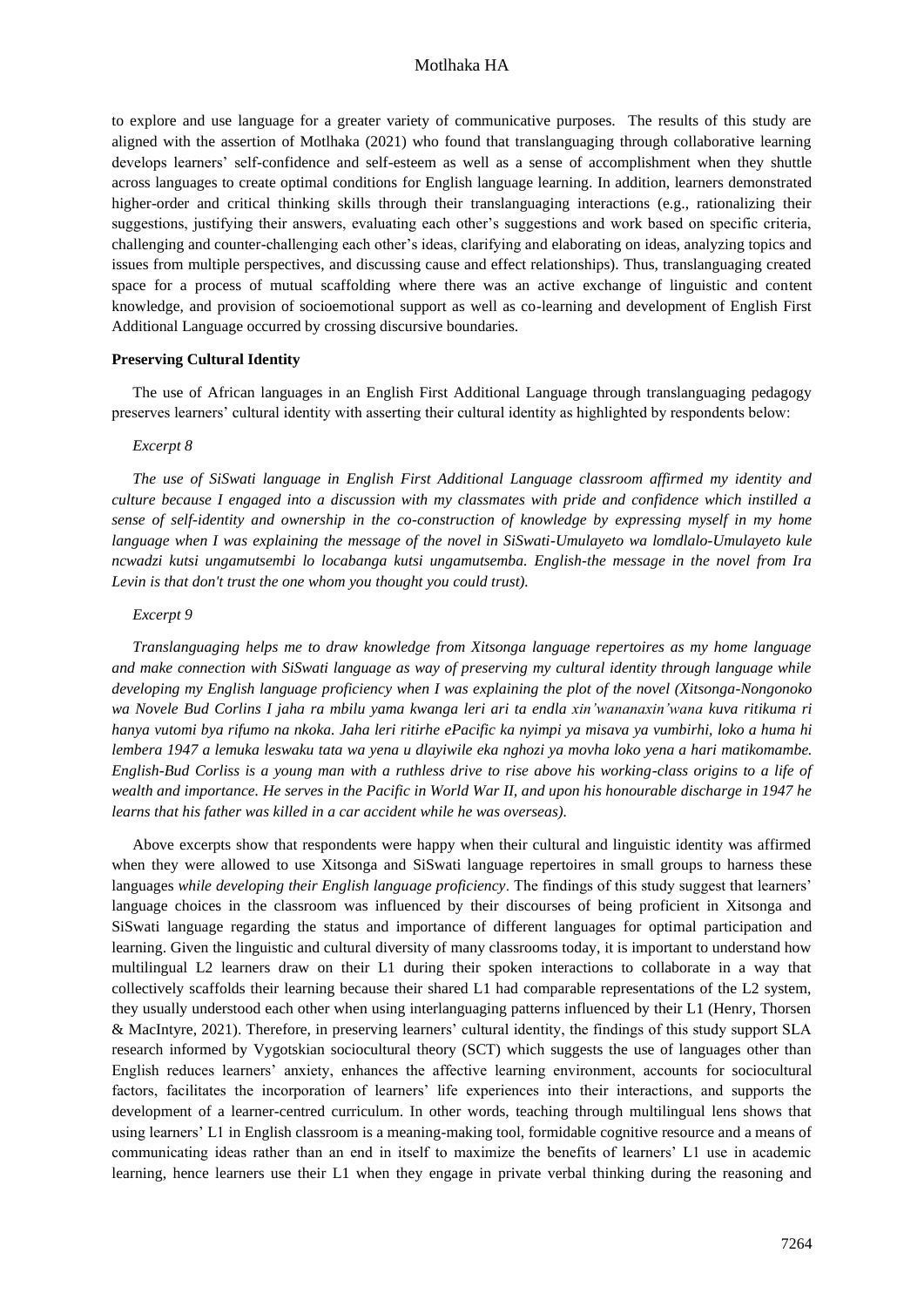to explore and use language for a greater variety of communicative purposes. The results of this study are aligned with the assertion of Motlhaka (2021) who found that translanguaging through collaborative learning develops learners' self-confidence and self-esteem as well as a sense of accomplishment when they shuttle across languages to create optimal conditions for English language learning. In addition, learners demonstrated higher-order and critical thinking skills through their translanguaging interactions (e.g., rationalizing their suggestions, justifying their answers, evaluating each other's suggestions and work based on specific criteria, challenging and counter-challenging each other's ideas, clarifying and elaborating on ideas, analyzing topics and issues from multiple perspectives, and discussing cause and effect relationships). Thus, translanguaging created space for a process of mutual scaffolding where there was an active exchange of linguistic and content knowledge, and provision of socioemotional support as well as co-learning and development of English First Additional Language occurred by crossing discursive boundaries.

**Preserving Cultural Identity**

The use of African languages in an English First Additional Language through translanguaging pedagogy preserves learners' cultural identity with asserting their cultural identity as highlighted by respondents below:

*Excerpt 8*

*The use of SiSwati language in English First Additional Language classroom affirmed my identity and culture because I engaged into a discussion with my classmates with pride and confidence which instilled a sense of self-identity and ownership in the co-construction of knowledge by expressing myself in my home language when I was explaining the message of the novel in SiSwati-Umulayeto wa lomdlalo-Umulayeto kule ncwadzi kutsi ungamutsembi lo locabanga kutsi ungamutsemba. English-the message in the novel from Ira Levin is that don't trust the one whom you thought you could trust).*

*Excerpt 9*

*Translanguaging helps me to draw knowledge from Xitsonga language repertoires as my home language and make connection with SiSwati language as way of preserving my cultural identity through language while developing my English language proficiency when I was explaining the plot of the novel (Xitsonga-Nongonoko wa Novele Bud Corlins I jaha ra mbilu yama kwanga leri ari ta endla xin'wananaxin'wana kuva ritikuma ri hanya vutomi bya rifumo na nkoka. Jaha leri ritirhe ePacific ka nyimpi ya misava ya vumbirhi, loko a huma hi lembera 1947 a lemuka leswaku tata wa yena u dlayiwile eka nghozi ya movha loko yena a hari matikomambe. English-Bud Corliss is a young man with a ruthless drive to rise above his working-class origins to a life of wealth and importance. He serves in the Pacific in World War II, and upon his honourable discharge in 1947 he learns that his father was killed in a car accident while he was overseas).*

Above excerpts show that respondents were happy when their cultural and linguistic identity was affirmed when they were allowed to use Xitsonga and SiSwati language repertoires in small groups to harness these languages *while developing their English language proficiency*. The findings of this study suggest that learners' language choices in the classroom was influenced by their discourses of being proficient in Xitsonga and SiSwati language regarding the status and importance of different languages for optimal participation and learning. Given the linguistic and cultural diversity of many classrooms today, it is important to understand how multilingual L2 learners draw on their L1 during their spoken interactions to collaborate in a way that collectively scaffolds their learning because their shared L1 had comparable representations of the L2 system, they usually understood each other when using interlanguaging patterns influenced by their L1 (Henry, Thorsen & MacIntyre, 2021). Therefore, in preserving learners' cultural identity, the findings of this study support SLA research informed by Vygotskian sociocultural theory (SCT) which suggests the use of languages other than English reduces learners' anxiety, enhances the affective learning environment, accounts for sociocultural factors, facilitates the incorporation of learners' life experiences into their interactions, and supports the development of a learner-centred curriculum. In other words, teaching through multilingual lens shows that using learners' L1 in English classroom is a meaning-making tool, formidable cognitive resource and a means of communicating ideas rather than an end in itself to maximize the benefits of learners' L1 use in academic learning, hence learners use their L1 when they engage in private verbal thinking during the reasoning and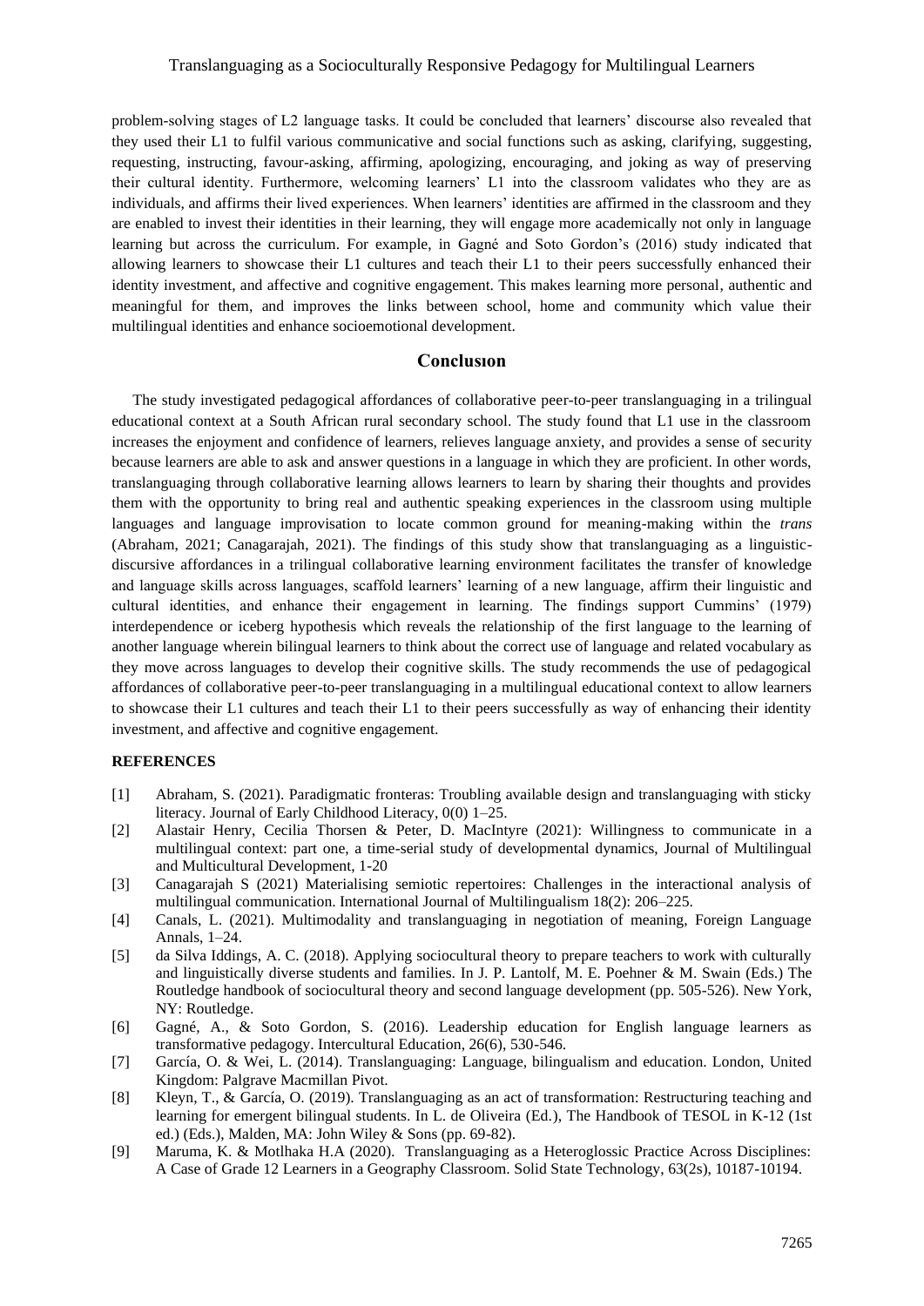problem-solving stages of L2 language tasks. It could be concluded that learners' discourse also revealed that they used their L1 to fulfil various communicative and social functions such as asking, clarifying, suggesting, requesting, instructing, favour-asking, affirming, apologizing, encouraging, and joking as way of preserving their cultural identity. Furthermore, welcoming learners' L1 into the classroom validates who they are as individuals, and affirms their lived experiences. When learners' identities are affirmed in the classroom and they are enabled to invest their identities in their learning, they will engage more academically not only in language learning but across the curriculum. For example, in Gagné and Soto Gordon's (2016) study indicated that allowing learners to showcase their L1 cultures and teach their L1 to their peers successfully enhanced their identity investment, and affective and cognitive engagement. This makes learning more personal, authentic and meaningful for them, and improves the links between school, home and community which value their multilingual identities and enhance socioemotional development.

## Conclusıon

The study investigated pedagogical affordances of collaborative peer-to-peer translanguaging in a trilingual educational context at a South African rural secondary school. The study found that L1 use in the classroom increases the enjoyment and confidence of learners, relieves language anxiety, and provides a sense of security because learners are able to ask and answer questions in a language in which they are proficient. In other words, translanguaging through collaborative learning allows learners to learn by sharing their thoughts and provides them with the opportunity to bring real and authentic speaking experiences in the classroom using multiple languages and language improvisation to locate common ground for meaning-making within the *trans* (Abraham, 2021; Canagarajah, 2021). The findings of this study show that translanguaging as a linguistic-discursive affordances in a trilingual collaborative learning environment facilitates the transfer of knowledge and language skills across languages, scaffold learners' learning of a new language, affirm their linguistic and cultural identities, and enhance their engagement in learning. The findings support Cummins' (1979) interdependence or iceberg hypothesis which reveals the relationship of the first language to the learning of another language wherein bilingual learners to think about the correct use of language and related vocabulary as they move across languages to develop their cognitive skills. The study recommends the use of pedagogical affordances of collaborative peer-to-peer translanguaging in a multilingual educational context to allow learners to showcase their L1 cultures and teach their L1 to their peers successfully as way of enhancing their identity investment, and affective and cognitive engagement.

**REFERENCES**

[1] Abraham, S. (2021). Paradigmatic fronteras: Troubling available design and translanguaging with sticky literacy. Journal of Early Childhood Literacy, 0(0) 1–25.

[2] Alastair Henry, Cecilia Thorsen & Peter, D. MacIntyre (2021): Willingness to communicate in a multilingual context: part one, a time-serial study of developmental dynamics, Journal of Multilingual and Multicultural Development, 1-20

[3] Canagarajah S (2021) Materialising semiotic repertoires: Challenges in the interactional analysis of multilingual communication. International Journal of Multilingualism 18(2): 206–225.

[4] Canals, L. (2021). Multimodality and translanguaging in negotiation of meaning, Foreign Language Annals, 1–24.

[5] da Silva Iddings, A. C. (2018). Applying sociocultural theory to prepare teachers to work with culturally and linguistically diverse students and families. In J. P. Lantolf, M. E. Poehner & M. Swain (Eds.) The Routledge handbook of sociocultural theory and second language development (pp. 505-526). New York, NY: Routledge.

[6] Gagné, A., & Soto Gordon, S. (2016). Leadership education for English language learners as transformative pedagogy. Intercultural Education, 26(6), 530-546.

[7] García, O. & Wei, L. (2014). Translanguaging: Language, bilingualism and education. London, United Kingdom: Palgrave Macmillan Pivot.

[8] Kleyn, T., & García, O. (2019). Translanguaging as an act of transformation: Restructuring teaching and learning for emergent bilingual students. In L. de Oliveira (Ed.), The Handbook of TESOL in K-12 (1st ed.) (Eds.), Malden, MA: John Wiley & Sons (pp. 69-82).

[9] Maruma, K. & Motlhaka H.A (2020). Translanguaging as a Heteroglossic Practice Across Disciplines: A Case of Grade 12 Learners in a Geography Classroom. Solid State Technology, 63(2s), 10187-10194.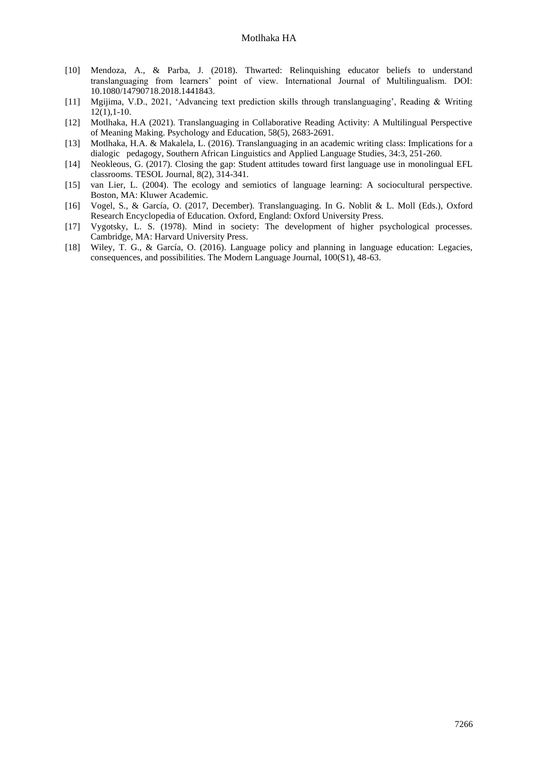[10] Mendoza, A., & Parba, J. (2018). Thwarted: Relinquishing educator beliefs to understand translanguaging from learners' point of view. International Journal of Multilingualism. DOI: 10.1080/14790718.2018.1441843.

[11] Mgijima, V.D., 2021, 'Advancing text prediction skills through translanguaging', Reading & Writing 12(1),1-10.

[12] Motlhaka, H.A (2021). Translanguaging in Collaborative Reading Activity: A Multilingual Perspective of Meaning Making. Psychology and Education, 58(5), 2683-2691.

[13] Motlhaka, H.A. & Makalela, L. (2016). Translanguaging in an academic writing class: Implications for a dialogic pedagogy, Southern African Linguistics and Applied Language Studies, 34:3, 251-260.

[14] Neokleous, G. (2017). Closing the gap: Student attitudes toward first language use in monolingual EFL classrooms. TESOL Journal, 8(2), 314-341.

[15] van Lier, L. (2004). The ecology and semiotics of language learning: A sociocultural perspective. Boston, MA: Kluwer Academic.

[16] Vogel, S., & García, O. (2017, December). Translanguaging. In G. Noblit & L. Moll (Eds.), Oxford Research Encyclopedia of Education. Oxford, England: Oxford University Press.

[17] Vygotsky, L. S. (1978). Mind in society: The development of higher psychological processes. Cambridge, MA: Harvard University Press.

[18] Wiley, T. G., & García, O. (2016). Language policy and planning in language education: Legacies, consequences, and possibilities. The Modern Language Journal, 100(S1), 48-63.